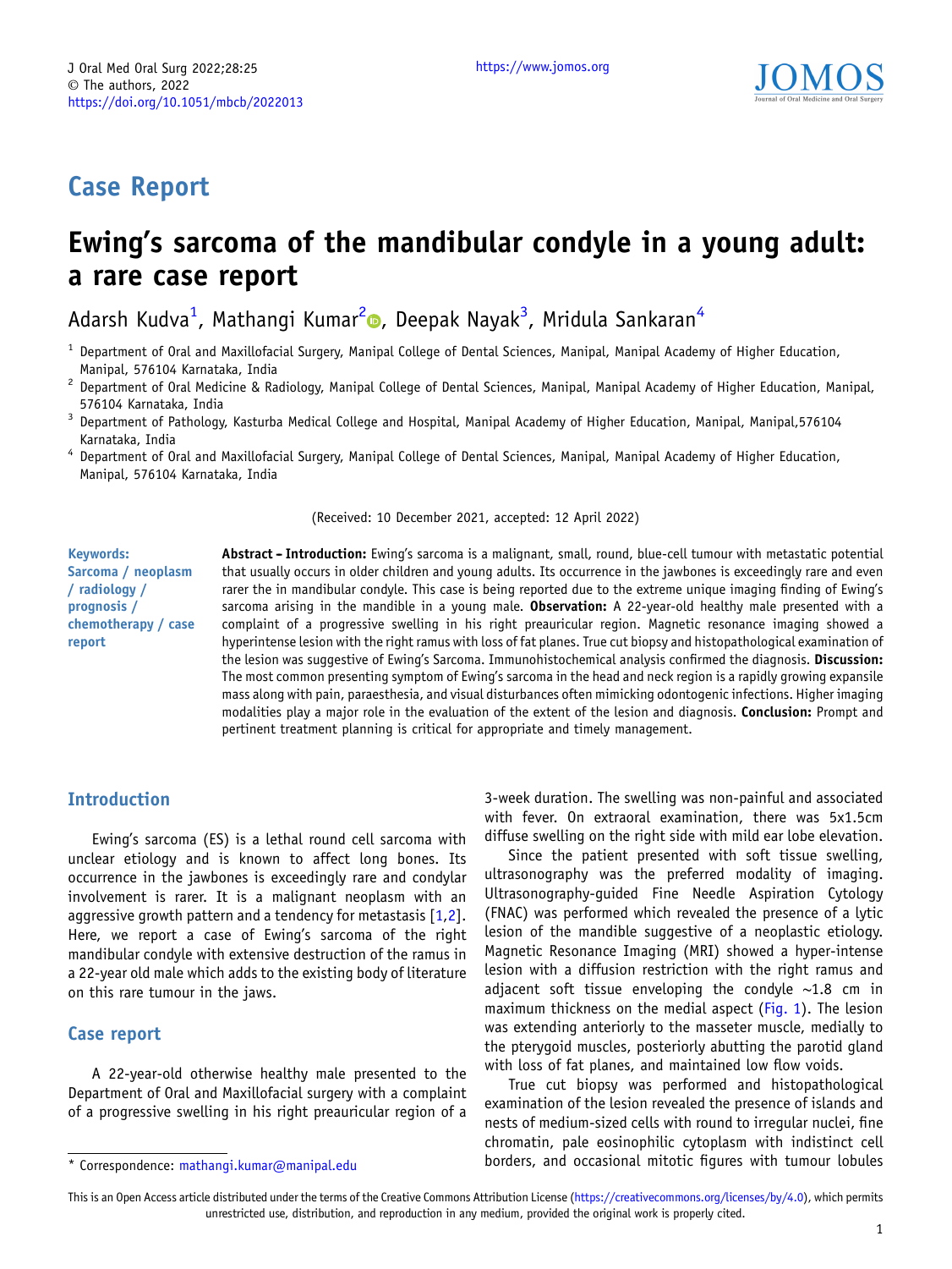Case Report

# Ewing's sarcoma of the mandibular condyle in a young adult: a rare case report

Adarsh Kudva[1], Mathangi Kumar[2], Deepak Nayak[3], Mridula Sankaran[4]

[1] Department of Oral and Maxillofacial Surgery, Manipal College of Dental Sciences, Manipal, Manipal Academy of Higher Education, Manipal, 576104 Karnataka, India
[2] Department of Oral Medicine & Radiology, Manipal College of Dental Sciences, Manipal, Manipal Academy of Higher Education, Manipal, 576104 Karnataka, India
[3] Department of Pathology, Kasturba Medical College and Hospital, Manipal Academy of Higher Education, Manipal, Manipal,576104 Karnataka, India
[4] Department of Oral and Maxillofacial Surgery, Manipal College of Dental Sciences, Manipal, Manipal Academy of Higher Education, Manipal, 576104 Karnataka, India

(Received: 10 December 2021, accepted: 12 April 2022)

**Keywords:** Sarcoma / neoplasm / radiology / prognosis / chemotherapy / case report

**Abstract – Introduction:** Ewing's sarcoma is a malignant, small, round, blue-cell tumour with metastatic potential that usually occurs in older children and young adults. Its occurrence in the jawbones is exceedingly rare and even rarer the in mandibular condyle. This case is being reported due to the extreme unique imaging finding of Ewing's sarcoma arising in the mandible in a young male. **Observation:** A 22-year-old healthy male presented with a complaint of a progressive swelling in his right preauricular region. Magnetic resonance imaging showed a hyperintense lesion with the right ramus with loss of fat planes. True cut biopsy and histopathological examination of the lesion was suggestive of Ewing's Sarcoma. Immunohistochemical analysis confirmed the diagnosis. **Discussion:** The most common presenting symptom of Ewing's sarcoma in the head and neck region is a rapidly growing expansile mass along with pain, paraesthesia, and visual disturbances often mimicking odontogenic infections. Higher imaging modalities play a major role in the evaluation of the extent of the lesion and diagnosis. **Conclusion:** Prompt and pertinent treatment planning is critical for appropriate and timely management.

## Introduction

Ewing's sarcoma (ES) is a lethal round cell sarcoma with unclear etiology and is known to affect long bones. Its occurrence in the jawbones is exceedingly rare and condylar involvement is rarer. It is a malignant neoplasm with an aggressive growth pattern and a tendency for metastasis [1,2]. Here, we report a case of Ewing's sarcoma of the right mandibular condyle with extensive destruction of the ramus in a 22-year old male which adds to the existing body of literature on this rare tumour in the jaws.

## Case report

A 22-year-old otherwise healthy male presented to the Department of Oral and Maxillofacial surgery with a complaint of a progressive swelling in his right preauricular region of a 3-week duration. The swelling was non-painful and associated with fever. On extraoral examination, there was 5x1.5cm diffuse swelling on the right side with mild ear lobe elevation.

Since the patient presented with soft tissue swelling, ultrasonography was the preferred modality of imaging. Ultrasonography-guided Fine Needle Aspiration Cytology (FNAC) was performed which revealed the presence of a lytic lesion of the mandible suggestive of a neoplastic etiology. Magnetic Resonance Imaging (MRI) showed a hyper-intense lesion with a diffusion restriction with the right ramus and adjacent soft tissue enveloping the condyle ~1.8 cm in maximum thickness on the medial aspect (Fig. 1). The lesion was extending anteriorly to the masseter muscle, medially to the pterygoid muscles, posteriorly abutting the parotid gland with loss of fat planes, and maintained low flow voids.

True cut biopsy was performed and histopathological examination of the lesion revealed the presence of islands and nests of medium-sized cells with round to irregular nuclei, fine chromatin, pale eosinophilic cytoplasm with indistinct cell borders, and occasional mitotic figures with tumour lobules

\* Correspondence: mathangi.kumar@manipal.edu

This is an Open Access article distributed under the terms of the Creative Commons Attribution License (https://creativecommons.org/licenses/by/4.0), which permits unrestricted use, distribution, and reproduction in any medium, provided the original work is properly cited.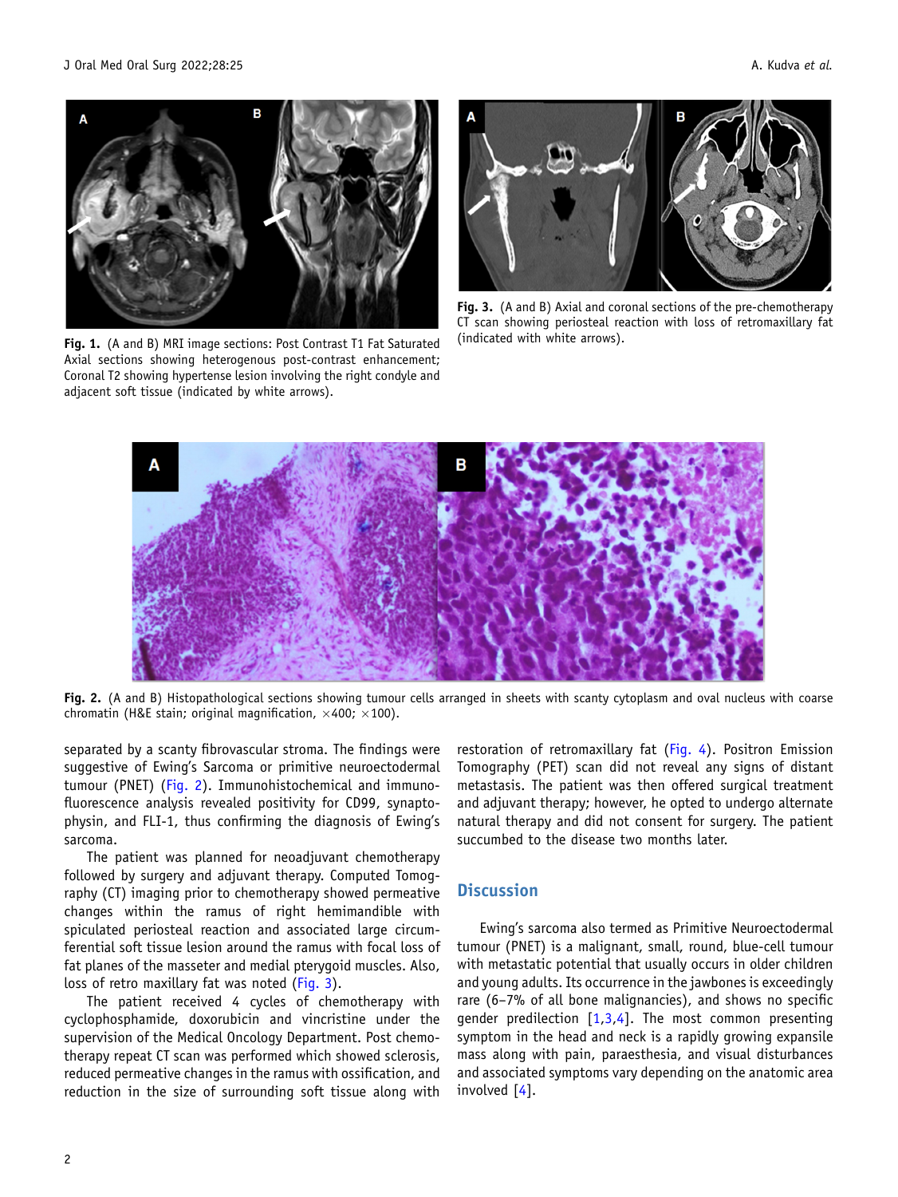Fig. 1. (A and B) MRI image sections: Post Contrast T1 Fat Saturated Axial sections showing heterogenous post-contrast enhancement; Coronal T2 showing hypertense lesion involving the right condyle and adjacent soft tissue (indicated by white arrows).

Fig. 3. (A and B) Axial and coronal sections of the pre-chemotherapy CT scan showing periosteal reaction with loss of retromaxillary fat (indicated with white arrows).

Fig. 2. (A and B) Histopathological sections showing tumour cells arranged in sheets with scanty cytoplasm and oval nucleus with coarse chromatin (H&E stain; original magnification, ×400; ×100).

separated by a scanty fibrovascular stroma. The findings were suggestive of Ewing's Sarcoma or primitive neuroectodermal tumour (PNET) (Fig. 2). Immunohistochemical and immunofluorescence analysis revealed positivity for CD99, synaptophysin, and FLI-1, thus confirming the diagnosis of Ewing's sarcoma.

The patient was planned for neoadjuvant chemotherapy followed by surgery and adjuvant therapy. Computed Tomography (CT) imaging prior to chemotherapy showed permeative changes within the ramus of right hemimandible with spiculated periosteal reaction and associated large circumferential soft tissue lesion around the ramus with focal loss of fat planes of the masseter and medial pterygoid muscles. Also, loss of retro maxillary fat was noted (Fig. 3).

The patient received 4 cycles of chemotherapy with cyclophosphamide, doxorubicin and vincristine under the supervision of the Medical Oncology Department. Post chemotherapy repeat CT scan was performed which showed sclerosis, reduced permeative changes in the ramus with ossification, and reduction in the size of surrounding soft tissue along with restoration of retromaxillary fat (Fig. 4). Positron Emission Tomography (PET) scan did not reveal any signs of distant metastasis. The patient was then offered surgical treatment and adjuvant therapy; however, he opted to undergo alternate natural therapy and did not consent for surgery. The patient succumbed to the disease two months later.

## Discussion

Ewing's sarcoma also termed as Primitive Neuroectodermal tumour (PNET) is a malignant, small, round, blue-cell tumour with metastatic potential that usually occurs in older children and young adults. Its occurrence in the jawbones is exceedingly rare (6–7% of all bone malignancies), and shows no specific gender predilection [1,3,4]. The most common presenting symptom in the head and neck is a rapidly growing expansile mass along with pain, paraesthesia, and visual disturbances and associated symptoms vary depending on the anatomic area involved [4].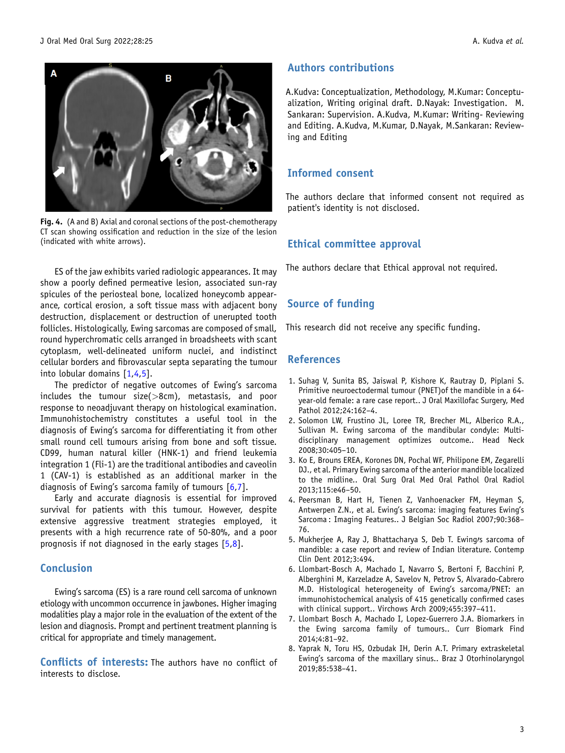Fig. 4. (A and B) Axial and coronal sections of the post-chemotherapy CT scan showing ossification and reduction in the size of the lesion (indicated with white arrows).

ES of the jaw exhibits varied radiologic appearances. It may show a poorly defined permeative lesion, associated sun-ray spicules of the periosteal bone, localized honeycomb appearance, cortical erosion, a soft tissue mass with adjacent bony destruction, displacement or destruction of unerupted tooth follicles. Histologically, Ewing sarcomas are composed of small, round hyperchromatic cells arranged in broadsheets with scant cytoplasm, well-delineated uniform nuclei, and indistinct cellular borders and fibrovascular septa separating the tumour into lobular domains [1,4,5].

The predictor of negative outcomes of Ewing's sarcoma includes the tumour size(>8cm), metastasis, and poor response to neoadjuvant therapy on histological examination. Immunohistochemistry constitutes a useful tool in the diagnosis of Ewing's sarcoma for differentiating it from other small round cell tumours arising from bone and soft tissue. CD99, human natural killer (HNK-1) and friend leukemia integration 1 (Fli-1) are the traditional antibodies and caveolin 1 (CAV-1) is established as an additional marker in the diagnosis of Ewing's sarcoma family of tumours [6,7].

Early and accurate diagnosis is essential for improved survival for patients with this tumour. However, despite extensive aggressive treatment strategies employed, it presents with a high recurrence rate of 50-80%, and a poor prognosis if not diagnosed in the early stages [5,8].

## Conclusion

Ewing's sarcoma (ES) is a rare round cell sarcoma of unknown etiology with uncommon occurrence in jawbones. Higher imaging modalities play a major role in the evaluation of the extent of the lesion and diagnosis. Prompt and pertinent treatment planning is critical for appropriate and timely management.

**Conflicts of interests:** The authors have no conflict of interests to disclose.

## Authors contributions

A.Kudva: Conceptualization, Methodology, M.Kumar: Conceptualization, Writing original draft. D.Nayak: Investigation. M. Sankaran: Supervision. A.Kudva, M.Kumar: Writing- Reviewing and Editing. A.Kudva, M.Kumar, D.Nayak, M.Sankaran: Reviewing and Editing

## Informed consent

The authors declare that informed consent not required as patient's identity is not disclosed.

## Ethical committee approval

The authors declare that Ethical approval not required.

## Source of funding

This research did not receive any specific funding.

## References

1. Suhag V, Sunita BS, Jaiswal P, Kishore K, Rautray D, Piplani S. Primitive neuroectodermal tumour (PNET)of the mandible in a 64-year-old female: a rare case report.. J Oral Maxillofac Surgery, Med Pathol 2012;24:162–4.
2. Solomon LW, Frustino JL, Loree TR, Brecher ML, Alberico R.A., Sullivan M. Ewing sarcoma of the mandibular condyle: Multidisciplinary management optimizes outcome.. Head Neck 2008;30:405–10.
3. Ko E, Brouns EREA, Korones DN, Pochal WF, Philipone EM, Zegarelli DJ., et al. Primary Ewing sarcoma of the anterior mandible localized to the midline.. Oral Surg Oral Med Oral Pathol Oral Radiol 2013;115:e46–50.
4. Peersman B, Hart H, Tienen Z, Vanhoenacker FM, Heyman S, Antwerpen Z.N., et al. Ewing's sarcoma: imaging features Ewing's Sarcoma : Imaging Features.. J Belgian Soc Radiol 2007;90:368–76.
5. Mukherjee A, Ray J, Bhattacharya S, Deb T. Ewing′s sarcoma of mandible: a case report and review of Indian literature. Contemp Clin Dent 2012;3:494.
6. Llombart-Bosch A, Machado I, Navarro S, Bertoni F, Bacchini P, Alberghini M, Karzeladze A, Savelov N, Petrov S, Alvarado-Cabrero M.D. Histological heterogeneity of Ewing's sarcoma/PNET: an immunohistochemical analysis of 415 genetically confirmed cases with clinical support.. Virchows Arch 2009;455:397–411.
7. Llombart Bosch A, Machado I, Lopez-Guerrero J.A. Biomarkers in the Ewing sarcoma family of tumours.. Curr Biomark Find 2014;4:81–92.
8. Yaprak N, Toru HS, Ozbudak IH, Derin A.T. Primary extraskeletal Ewing's sarcoma of the maxillary sinus.. Braz J Otorhinolaryngol 2019;85:538–41.